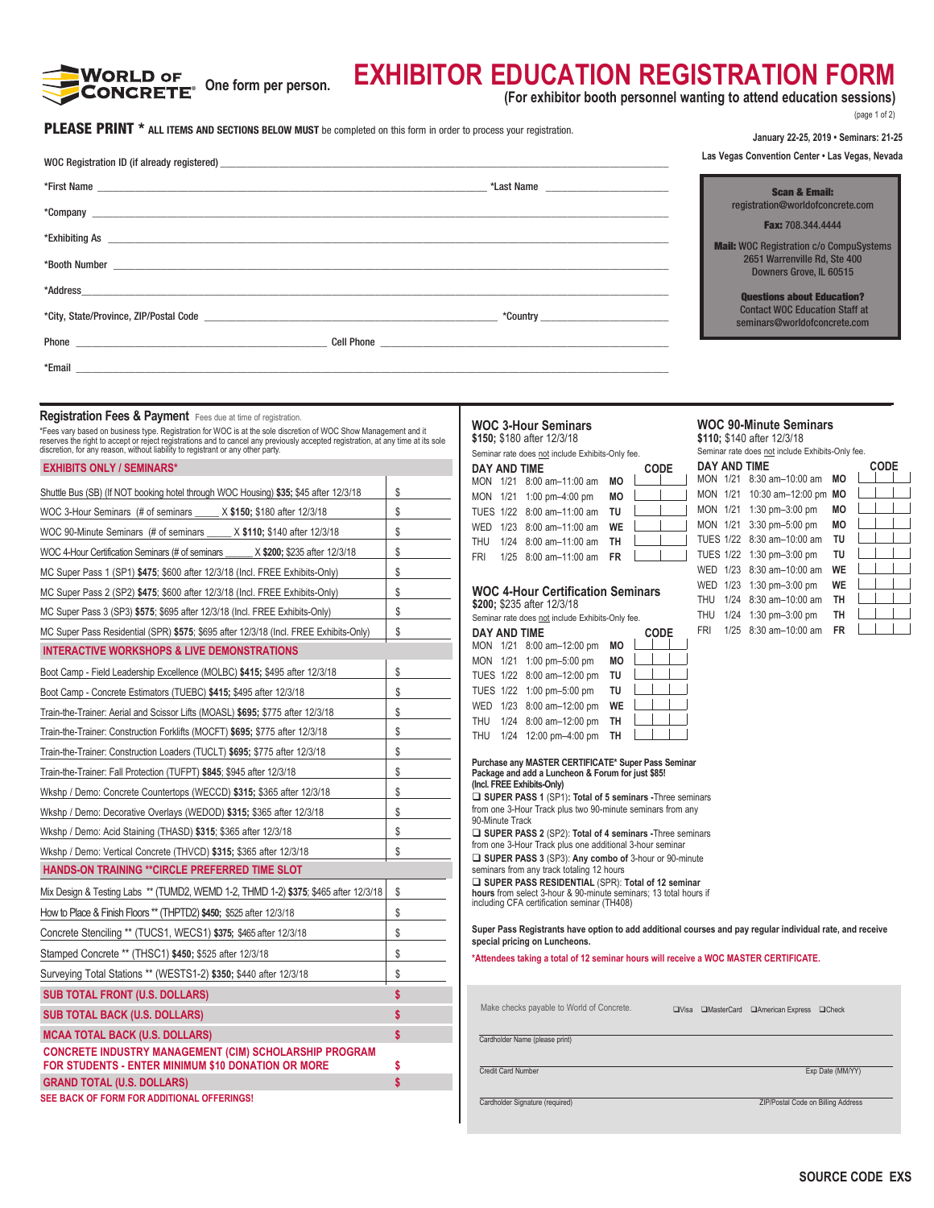# EXHIBITOR EDUCATION REGISTRATION FORM

WORLD OF CONCRETE — One form per person.

**(For exhibitor booth personnel wanting to attend education sessions)**

**January 22-25, 2019 • Seminars: 21-25**
**Las Vegas Convention Center • Las Vegas, Nevada**

**PLEASE PRINT * ALL ITEMS AND SECTIONS BELOW MUST** be completed on this form in order to process your registration.

WOC Registration ID (if already registered) ______________________

*First Name ______________________ *Last Name ______________________

*Company ______________________

*Exhibiting As ______________________

*Booth Number ______________________

*Address ______________________

*City, State/Province, ZIP/Postal Code ______________________ *Country ______________________

Phone ______________________ Cell Phone ______________________

*Email ______________________

**Scan & Email:** registration@worldofconcrete.com

**Fax:** 708.344.4444

**Mail:** WOC Registration c/o CompuSystems
2651 Warrenville Rd, Ste 400
Downers Grove, IL 60515

**Questions about Education?**
Contact WOC Education Staff at seminars@worldofconcrete.com

## Registration Fees & Payment

Fees due at time of registration.

*Fees vary based on business type. Registration for WOC is at the sole discretion of WOC Show Management and it reserves the right to accept or reject registrations and to cancel any previously accepted registration, at any time at its sole discretion, for any reason, without liability to registrant or any other party.

| **EXHIBITS ONLY / SEMINARS*** | |
|---|---|
| Shuttle Bus (SB) (If NOT booking hotel through WOC Housing) **$35;** $45 after 12/3/18 | $ |
| WOC 3-Hour Seminars (# of seminars _____ X **$150;** $180 after 12/3/18 | $ |
| WOC 90-Minute Seminars (# of seminars _____ X **$110;** $140 after 12/3/18 | $ |
| WOC 4-Hour Certification Seminars (# of seminars _____ X **$200;** $235 after 12/3/18 | $ |
| MC Super Pass 1 (SP1) **$475**; $600 after 12/3/18 (Incl. FREE Exhibits-Only) | $ |
| MC Super Pass 2 (SP2) **$475**; $600 after 12/3/18 (Incl. FREE Exhibits-Only) | $ |
| MC Super Pass 3 (SP3) **$575**; $695 after 12/3/18 (Incl. FREE Exhibits-Only) | $ |
| MC Super Pass Residential (SPR) **$575**; $695 after 12/3/18 (Incl. FREE Exhibits-Only) | $ |
| **INTERACTIVE WORKSHOPS & LIVE DEMONSTRATIONS** | |
| Boot Camp - Field Leadership Excellence (MOLBC) **$415;** $495 after 12/3/18 | $ |
| Boot Camp - Concrete Estimators (TUEBC) **$415;** $495 after 12/3/18 | $ |
| Train-the-Trainer: Aerial and Scissor Lifts (MOASL) **$695;** $775 after 12/3/18 | $ |
| Train-the-Trainer: Construction Forklifts (MOCFT) **$695;** $775 after 12/3/18 | $ |
| Train-the-Trainer: Construction Loaders (TUCLT) **$695;** $775 after 12/3/18 | $ |
| Train-the-Trainer: Fall Protection (TUFPT) **$845**; $945 after 12/3/18 | $ |
| Wksp / Demo: Concrete Countertops (WECCD) **$315;** $365 after 12/3/18 | $ |
| Wksp / Demo: Decorative Overlays (WEDOD) **$315;** $365 after 12/3/18 | $ |
| Wksp / Demo: Acid Staining (THASD) **$315**; $365 after 12/3/18 | $ |
| Wksp / Demo: Vertical Concrete (THVCD) **$315;** $365 after 12/3/18 | $ |
| **HANDS-ON TRAINING **CIRCLE PREFERRED TIME SLOT** | |
| Mix Design & Testing Labs ** (TUMD2, WEMD 1-2, THMD 1-2) **$375**; $465 after 12/3/18 | $ |
| How to Place & Finish Floors ** (THPTD2) **$450;** $525 after 12/3/18 | $ |
| Concrete Stenciling ** (TUCS1, WECS1) **$375;** $465 after 12/3/18 | $ |
| Stamped Concrete ** (THSC1) **$450;** $525 after 12/3/18 | $ |
| Surveying Total Stations ** (WESTS1-2) **$350;** $440 after 12/3/18 | $ |
| **SUB TOTAL FRONT (U.S. DOLLARS)** | **$** |
| **SUB TOTAL BACK (U.S. DOLLARS)** | **$** |
| **MCAA TOTAL BACK (U.S. DOLLARS)** | **$** |
| **CONCRETE INDUSTRY MANAGEMENT (CIM) SCHOLARSHIP PROGRAM FOR STUDENTS - ENTER MINIMUM $10 DONATION OR MORE** | **$** |
| **GRAND TOTAL (U.S. DOLLARS)** | **$** |

**SEE BACK OF FORM FOR ADDITIONAL OFFERINGS!**

### WOC 3-Hour Seminars

**$150;** $180 after 12/3/18

Seminar rate does not include Exhibits-Only fee.

| DAY AND TIME | | CODE |
|---|---|---|
| MON 1/21 8:00 am–11:00 am | MO | |
| MON 1/21 1:00 pm–4:00 pm | MO | |
| TUES 1/22 8:00 am–11:00 am | TU | |
| WED 1/23 8:00 am–11:00 am | WE | |
| THU 1/24 8:00 am–11:00 am | TH | |
| FRI 1/25 8:00 am–11:00 am | FR | |

### WOC 4-Hour Certification Seminars

**$200;** $235 after 12/3/18

Seminar rate does not include Exhibits-Only fee.

| DAY AND TIME | | CODE |
|---|---|---|
| MON 1/21 8:00 am–12:00 pm | MO | |
| MON 1/21 1:00 pm–5:00 pm | MO | |
| TUES 1/22 8:00 am–12:00 pm | TU | |
| TUES 1/22 1:00 pm–5:00 pm | TU | |
| WED 1/23 8:00 am–12:00 pm | WE | |
| THU 1/24 8:00 am–12:00 pm | TH | |
| THU 1/24 12:00 pm–4:00 pm | TH | |

### WOC 90-Minute Seminars

**$110;** $140 after 12/3/18

Seminar rate does not include Exhibits-Only fee.

| DAY AND TIME | | CODE |
|---|---|---|
| MON 1/21 8:30 am–10:00 am | MO | |
| MON 1/21 10:30 am–12:00 pm | MO | |
| MON 1/21 1:30 pm–3:00 pm | MO | |
| MON 1/21 3:30 pm–5:00 pm | MO | |
| TUES 1/22 8:30 am–10:00 am | TU | |
| TUES 1/22 1:30 pm–3:00 pm | TU | |
| WED 1/23 8:30 am–10:00 am | WE | |
| WED 1/23 1:30 pm–3:00 pm | WE | |
| THU 1/24 8:30 am–10:00 am | TH | |
| THU 1/24 1:30 pm–3:00 pm | TH | |
| FRI 1/25 8:30 am–10:00 am | FR | |

**Purchase any MASTER CERTIFICATE* Super Pass Seminar Package and add a Luncheon & Forum for just $85! (Incl. FREE Exhibits-Only)**

- ❑ **SUPER PASS 1** (SP1)**: Total of 5 seminars -**Three seminars from one 3-Hour Track plus two 90-minute seminars from any 90-Minute Track
- ❑ **SUPER PASS 2** (SP2): **Total of 4 seminars -**Three seminars from one 3-Hour Track plus one additional 3-hour seminar
- ❑ **SUPER PASS 3** (SP3): **Any combo of** 3-hour or 90-minute seminars from any track totaling 12 hours
- ❑ **SUPER PASS RESIDENTIAL** (SPR): **Total of 12 seminar hours** from select 3-hour & 90-minute seminars; 13 total hours if including CFA certification seminar (TH408)

**Super Pass Registrants have option to add additional courses and pay regular individual rate, and receive special pricing on Luncheons.**

***Attendees taking a total of 12 seminar hours will receive a WOC MASTER CERTIFICATE.**

Make checks payable to World of Concrete. ❑Visa ❑MasterCard ❑American Express ❑Check

Cardholder Name (please print) ______________________

Credit Card Number ______________________ Exp Date (MM/YY) ______

Cardholder Signature (required) ______________________ ZIP/Postal Code on Billing Address ______

**SOURCE CODE EXS**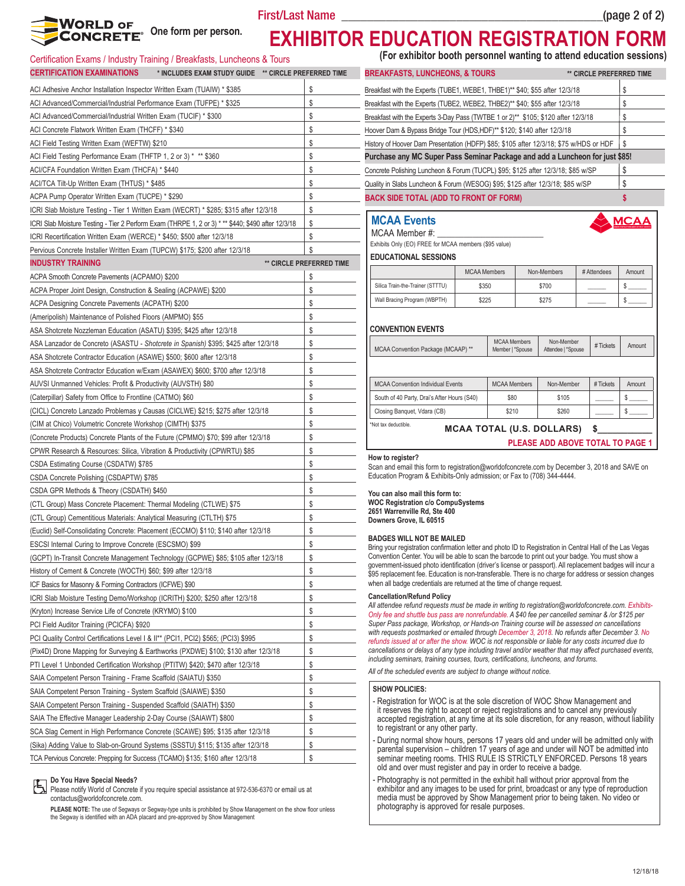WORLD of CONCRETE® One form per person.

First/Last Name ______________________________ (page 2 of 2)

# EXHIBITOR EDUCATION REGISTRATION FORM

**(For exhibitor booth personnel wanting to attend education sessions)**

Certification Exams / Industry Training / Breakfasts, Luncheons & Tours

| CERTIFICATION EXAMINATIONS * INCLUDES EXAM STUDY GUIDE ** CIRCLE PREFERRED TIME | |
|---|---|
| ACI Adhesive Anchor Installation Inspector Written Exam (TUAIW) * $385 | $ |
| ACI Advanced/Commercial/Industrial Performance Exam (TUFPE) * $325 | $ |
| ACI Advanced/Commercial/Industrial Written Exam (TUCIF) * $300 | $ |
| ACI Concrete Flatwork Written Exam (THCFF) * $340 | $ |
| ACI Field Testing Written Exam (WEFTW) $210 | $ |
| ACI Field Testing Performance Exam (THFTP 1, 2 or 3) * ** $360 | $ |
| ACI/CFA Foundation Written Exam (THCFA) * $440 | $ |
| ACI/TCA Tilt-Up Written Exam (THTUS) * $485 | $ |
| ACPA Pump Operator Written Exam (TUCPE) * $290 | $ |
| ICRI Slab Moisture Testing - Tier 1 Written Exam (WECRT) * $285; $315 after 12/3/18 | $ |
| ICRI Slab Moisture Testing - Tier 2 Perform Exam (THRPE 1, 2 or 3) * ** $440; $490 after 12/3/18 | $ |
| ICRI Recertification Written Exam (WERCE) * $450; $500 after 12/3/18 | $ |
| Pervious Concrete Installer Written Exam (TUPCW) $175; $200 after 12/3/18 | $ |

| INDUSTRY TRAINING ** CIRCLE PREFERRED TIME | |
|---|---|
| ACPA Smooth Concrete Pavements (ACPAMO) $200 | $ |
| ACPA Proper Joint Design, Construction & Sealing (ACPAWE) $200 | $ |
| ACPA Designing Concrete Pavements (ACPATH) $200 | $ |
| (Ameripolish) Maintenance of Polished Floors (AMPMO) $55 | $ |
| ASA Shotcrete Nozzleman Education (ASATU) $395; $425 after 12/3/18 | $ |
| ASA Lanzador de Concreto (ASASTU - *Shotcrete in Spanish*) $395; $425 after 12/3/18 | $ |
| ASA Shotcrete Contractor Education (ASAWE) $500; $600 after 12/3/18 | $ |
| ASA Shotcrete Contractor Education w/Exam (ASAWEX) $600; $700 after 12/3/18 | $ |
| AUVSI Unmanned Vehicles: Profit & Productivity (AUVSTH) $80 | $ |
| (Caterpillar) Safety from Office to Frontline (CATMO) $60 | $ |
| (CICL) Concreto Lanzado Problemas y Causas (CICLWE) $215; $275 after 12/3/18 | $ |
| (CIM at Chico) Volumetric Concrete Workshop (CIMTH) $375 | $ |
| (Concrete Products) Concrete Plants of the Future (CPMMO) $70; $99 after 12/3/18 | $ |
| CPWR Research & Resources: Silica, Vibration & Productivity (CPWRTU) $85 | $ |
| CSDA Estimating Course (CSDATW) $785 | $ |
| CSDA Concrete Polishing (CSDAPTW) $785 | $ |
| CSDA GPR Methods & Theory (CSDATH) $450 | $ |
| (CTL Group) Mass Concrete Placement: Thermal Modeling (CTLWE) $75 | $ |
| (CTL Group) Cementitious Materials: Analytical Measuring (CTLTH) $75 | $ |
| (Euclid) Self-Consolidating Concrete: Placement (ECCMO) $110; $140 after 12/3/18 | $ |
| ESCSI Internal Curing to Improve Concrete (ESCSMO) $99 | $ |
| (GCPT) In-Transit Concrete Management Technology (GCPWE) $85; $105 after 12/3/18 | $ |
| History of Cement & Concrete (WOCTH) $60; $99 after 12/3/18 | $ |
| ICF Basics for Masonry & Forming Contractors (ICFWE) $90 | $ |
| ICRI Slab Moisture Testing Demo/Workshop (ICRITH) $200; $250 after 12/3/18 | $ |
| (Kryton) Increase Service Life of Concrete (KRYMO) $100 | $ |
| PCI Field Auditor Training (PCICFA) $920 | $ |
| PCI Quality Control Certifications Level I & II** (PCI1, PCI2) $565; (PCI3) $995 | $ |
| (Pix4D) Drone Mapping for Surveying & Earthworks (PXDWE) $100; $130 after 12/3/18 | $ |
| PTI Level 1 Unbonded Certification Workshop (PTITW) $420; $470 after 12/3/18 | $ |
| SAIA Competent Person Training - Frame Scaffold (SAIATU) $350 | $ |
| SAIA Competent Person Training - System Scaffold (SAIAWE) $350 | $ |
| SAIA Competent Person Training - Suspended Scaffold (SAIATH) $350 | $ |
| SAIA The Effective Manager Leadership 2-Day Course (SAIAWT) $800 | $ |
| SCA Slag Cement in High Performance Concrete (SCAWE) $95; $135 after 12/3/18 | $ |
| (Sika) Adding Value to Slab-on-Ground Systems (SSSTU) $115; $135 after 12/3/18 | $ |
| TCA Pervious Concrete: Prepping for Success (TCAMO) $135; $160 after 12/3/18 | $ |

**Do You Have Special Needs?**
Please notify World of Concrete if you require special assistance at 972-536-6370 or email us at contactus@worldofconcrete.com.

**PLEASE NOTE:** The use of Segways or Segway-type units is prohibited by Show Management on the show floor unless the Segway is identified with an ADA placard and pre-approved by Show Management

| BREAKFASTS, LUNCHEONS, & TOURS ** CIRCLE PREFERRED TIME | |
|---|---|
| Breakfast with the Experts (TUBE1, WEBE1, THBE1)** $40; $55 after 12/3/18 | $ |
| Breakfast with the Experts (TUBE2, WEBE2, THBE2)** $40; $55 after 12/3/18 | $ |
| Breakfast with the Experts 3-Day Pass (TWTBE 1 or 2)** $105; $120 after 12/3/18 | $ |
| Hoover Dam & Bypass Bridge Tour (HDS,HDF)** $120; $140 after 12/3/18 | $ |
| History of Hoover Dam Presentation (HDFP) $85; $105 after 12/3/18; $75 w/HDS or HDF | $ |
| **Purchase any MC Super Pass Seminar Package and add a Luncheon for just $85!** | |
| Concrete Polishing Luncheon & Forum (TUCPL) $95; $125 after 12/3/18; $85 w/SP | $ |
| Quality in Slabs Luncheon & Forum (WESOG) $95; $125 after 12/3/18; $85 w/SP | $ |
| **BACK SIDE TOTAL (ADD TO FRONT OF FORM)** | **$** |

## MCAA Events

MCAA Member #: ______________________

Exhibits Only (EO) FREE for MCAA members ($95 value)

**EDUCATIONAL SESSIONS**

| | MCAA Members | Non-Members | # Attendees | Amount |
|---|---|---|---|---|
| Silica Train-the-Trainer (STTTU) | $350 | $700 | _____ | $ _____ |
| Wall Bracing Program (WBPTH) | $225 | $275 | _____ | $ _____ |

**CONVENTION EVENTS**

| | MCAA Members Member \| *Spouse | Non-Member Attendee \| *Spouse | # Tickets | Amount |
|---|---|---|---|---|
| MCAA Convention Package (MCAAP) ** | | | | |

| MCAA Convention Individual Events | MCAA Members | Non-Member | # Tickets | Amount |
|---|---|---|---|---|
| South of 40 Party, Drai's After Hours (S40) | $80 | $105 | _____ | $ _____ |
| Closing Banquet, Vdara (CB) | $210 | $260 | _____ | $ _____ |

*Not tax deductible.

**MCAA TOTAL (U.S. DOLLARS) $__________**

**PLEASE ADD ABOVE TOTAL TO PAGE 1**

**How to register?**
Scan and email this form to registration@worldofconcrete.com by December 3, 2018 and SAVE on Education Program & Exhibits-Only admission; or Fax to (708) 344-4444.

**You can also mail this form to:**
**WOC Registration c/o CompuSystems**
**2651 Warrenville Rd, Ste 400**
**Downers Grove, IL 60515**

**BADGES WILL NOT BE MAILED**
Bring your registration confirmation letter and photo ID to Registration in Central Hall of the Las Vegas Convention Center. You will be able to scan the barcode to print out your badge. You must show a government-issued photo identification (driver's license or passport). All replacement badges will incur a $95 replacement fee. Education is non-transferable. There is no charge for address or session changes when all badge credentials are returned at the time of change request.

**Cancellation/Refund Policy**
*All attendee refund requests must be made in writing to registration@worldofconcrete.com. Exhibits-Only fee and shuttle bus pass are nonrefundable. A $40 fee per cancelled seminar & /or $125 per Super Pass package, Workshop, or Hands-on Training course will be assessed on cancellations with requests postmarked or emailed through December 3, 2018. No refunds after December 3. No refunds issued at or after the show. WOC is not responsible or liable for any costs incurred due to cancellations or delays of any type including travel and/or weather that may affect purchased events, including seminars, training courses, tours, certifications, luncheons, and forums.*

*All of the scheduled events are subject to change without notice.*

**SHOW POLICIES:**

- Registration for WOC is at the sole discretion of WOC Show Management and it reserves the right to accept or reject registrations and to cancel any previously accepted registration, at any time at its sole discretion, for any reason, without liability to registrant or any other party.
- During normal show hours, persons 17 years old and under will be admitted only with parental supervision – children 17 years of age and under will NOT be admitted into seminar meeting rooms. THIS RULE IS STRICTLY ENFORCED. Persons 18 years old and over must register and pay in order to receive a badge.
- Photography is not permitted in the exhibit hall without prior approval from the exhibitor and any images to be used for print, broadcast or any type of reproduction media must be approved by Show Management prior to being taken. No video or photography is approved for resale purposes.

12/18/18